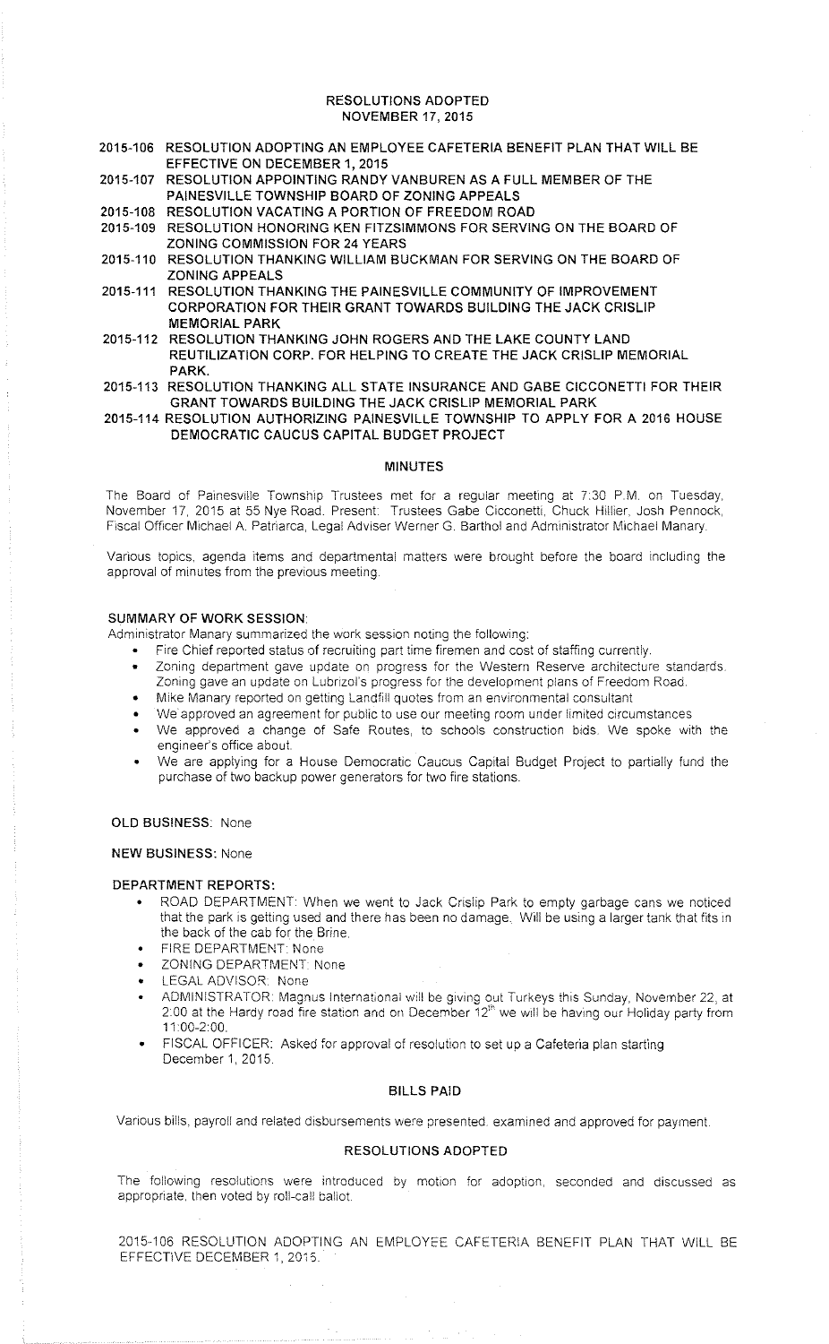## RESOLUTIONS ADOPTED
## NOVEMBER 17, 2015

- 2015-106 RESOLUTION ADOPTING AN EMPLOYEE CAFETERIA BENEFIT PLAN THAT WILL BE EFFECTIVE ON DECEMBER 1, 2015
- 2015-107 RESOLUTION APPOINTING RANDY VANBUREN AS A FULL MEMBER OF THE PAINESVILLE TOWNSHIP BOARD OF ZONING APPEALS
- 2015-108 RESOLUTION VACATING A PORTION OF FREEDOM ROAD
- 2015-109 RESOLUTION HONORING KEN FITZSIMMONS FOR SERVING ON THE BOARD OF ZONING COMMISSION FOR 24 YEARS
- 2015-110 RESOLUTION THANKING WILLIAM BUCKMAN FOR SERVING ON THE BOARD OF ZONING APPEALS
- 2015-111 RESOLUTION THANKING THE PAINESVILLE COMMUNITY OF IMPROVEMENT CORPORATION FOR THEIR GRANT TOWARDS BUILDING THE JACK CRISLIP MEMORIAL PARK
- 2015-112 RESOLUTION THANKING JOHN ROGERS AND THE LAKE COUNTY LAND REUTILIZATION CORP. FOR HELPING TO CREATE THE JACK CRISLIP MEMORIAL PARK.
- 2015-113 RESOLUTION THANKING ALL STATE INSURANCE AND GABE CICCONETTI FOR THEIR GRANT TOWARDS BUILDING THE JACK CRISLIP MEMORIAL PARK
- 2015-114 RESOLUTION AUTHORIZING PAINESVILLE TOWNSHIP TO APPLY FOR A 2016 HOUSE DEMOCRATIC CAUCUS CAPITAL BUDGET PROJECT

## MINUTES

The Board of Painesville Township Trustees met for a regular meeting at 7:30 P.M. on Tuesday, November 17, 2015 at 55 Nye Road. Present: Trustees Gabe Cicconetti, Chuck Hillier, Josh Pennock, Fiscal Officer Michael A. Patriarca, Legal Adviser Werner G. Barthol and Administrator Michael Manary.

Various topics, agenda items and departmental matters were brought before the board including the approval of minutes from the previous meeting.

**SUMMARY OF WORK SESSION:**

Administrator Manary summarized the work session noting the following:

- Fire Chief reported status of recruiting part time firemen and cost of staffing currently.
- Zoning department gave update on progress for the Western Reserve architecture standards. Zoning gave an update on Lubrizol's progress for the development plans of Freedom Road.
- Mike Manary reported on getting Landfill quotes from an environmental consultant
- We approved an agreement for public to use our meeting room under limited circumstances
- We approved a change of Safe Routes, to schools construction bids. We spoke with the engineer's office about.
- We are applying for a House Democratic Caucus Capital Budget Project to partially fund the purchase of two backup power generators for two fire stations.

**OLD BUSINESS:** None

**NEW BUSINESS:** None

**DEPARTMENT REPORTS:**

- ROAD DEPARTMENT: When we went to Jack Crislip Park to empty garbage cans we noticed that the park is getting used and there has been no damage. Will be using a larger tank that fits in the back of the cab for the Brine.
- FIRE DEPARTMENT: None
- ZONING DEPARTMENT: None
- LEGAL ADVISOR: None
- ADMINISTRATOR: Magnus International will be giving out Turkeys this Sunday, November 22, at 2:00 at the Hardy road fire station and on December 12th we will be having our Holiday party from 11:00-2:00.
- FISCAL OFFICER: Asked for approval of resolution to set up a Cafeteria plan starting December 1, 2015.

## BILLS PAID

Various bills, payroll and related disbursements were presented, examined and approved for payment.

## RESOLUTIONS ADOPTED

The following resolutions were introduced by motion for adoption, seconded and discussed as appropriate, then voted by roll-call ballot.

2015-106 RESOLUTION ADOPTING AN EMPLOYEE CAFETERIA BENEFIT PLAN THAT WILL BE EFFECTIVE DECEMBER 1, 2015.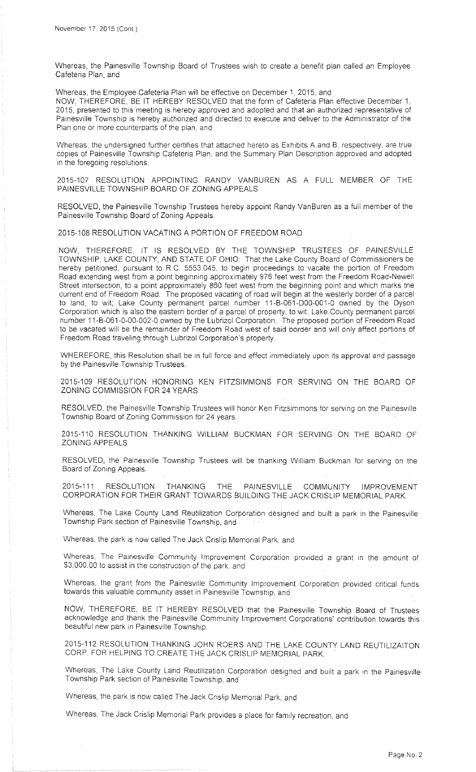November 17, 2015 (Cont.)

Whereas, the Painesville Township Board of Trustees wish to create a benefit plan called an Employee Cafeteria Plan, and

Whereas, the Employee Cafeteria Plan will be effective on December 1, 2015, and
NOW, THEREFORE, BE IT HEREBY RESOLVED that the form of Cafeteria Plan effective December 1, 2015, presented to this meeting is hereby approved and adopted and that an authorized representative of Painesville Township is hereby authorized and directed to execute and deliver to the Administrator of the Plan one or more counterparts of the plan, and

Whereas, the undersigned further certifies that attached hereto as Exhibits A and B, respectively, are true copies of Painesville Township Cafeteria Plan, and the Summary Plan Description approved and adopted in the foregoing resolutions.

2015-107 RESOLUTION APPOINTING RANDY VANBUREN AS A FULL MEMBER OF THE PAINESVILLE TOWNSHIP BOARD OF ZONING APPEALS

RESOLVED, the Painesville Township Trustees hereby appoint Randy VanBuren as a full member of the Painesville Township Board of Zoning Appeals.

2015-108 RESOLUTION VACATING A PORTION OF FREEDOM ROAD

NOW, THEREFORE, IT IS RESOLVED BY THE TOWNSHIP TRUSTEES OF PAINESVILLE TOWNSHIP, LAKE COUNTY, AND STATE OF OHIO: That the Lake County Board of Commissioners be hereby petitioned, pursuant to R.C. 5553.045, to begin proceedings to vacate the portion of Freedom Road extending west from a point beginning approximately 976 feet west from the Freedom Road-Newell Street intersection, to a point approximately 860 feet west from the beginning point and which marks the current end of Freedom Road. The proposed vacating of road will begin at the westerly border of a parcel to land, to wit; Lake County permanent parcel number 11-B-061-D00-001-0 owned by the Dyson Corporation which is also the eastern border of a parcel of property, to wit; Lake County permanent parcel number 11-B-061-0-00-002-0 owned by the Lubrizol Corporation. The proposed portion of Freedom Road to be vacated will be the remainder of Freedom Road west of said border and will only affect portions of Freedom Road traveling through Lubrizol Corporation's property.

WHEREFORE, this Resolution shall be in full force and effect immediately upon its approval and passage by the Painesville Township Trustees.

2015-109 RESOLUTION HONORING KEN FITZSIMMONS FOR SERVING ON THE BOARD OF ZONING COMMISSION FOR 24 YEARS.

RESOLVED, the Painesville Township Trustees will honor Ken Fitzsimmons for serving on the Painesville Township Board of Zoning Commission for 24 years.

2015-110 RESOLUTION THANKING WILLIAM BUCKMAN FOR SERVING ON THE BOARD OF ZONING APPEALS

RESOLVED, the Painesville Township Trustees will be thanking William Buckman for serving on the Board of Zoning Appeals.

2015-111 RESOLUTION THANKING THE PAINESVILLE COMMUNITY IMPROVEMENT CORPORATION FOR THEIR GRANT TOWARDS BUILDING THE JACK CRISLIP MEMORIAL PARK.

Whereas, The Lake County Land Reutilization Corporation designed and built a park in the Painesville Township Park section of Painesville Township, and

Whereas, the park is now called The Jack Crislip Memorial Park, and

Whereas, The Painesville Community Improvement Corporation provided a grant in the amount of $3,000.00 to assist in the construction of the park, and

Whereas, the grant from the Painesville Community Improvement Corporation provided critical funds towards this valuable community asset in Painesville Township, and

NOW, THEREFORE, BE IT HEREBY RESOLVED that the Painesville Township Board of Trustees acknowledge and thank the Painesville Community Improvement Corporations' contribution towards this beautiful new park in Painesville Township.

2015-112 RESOLUTION THANKING JOHN ROERS AND THE LAKE COUNTY LAND REUTILIZAITON CORP. FOR HELPING TO CREATE THE JACK CRISLIP MEMORIAL PARK.

Whereas, The Lake County Land Reutilization Corporation designed and built a park in the Painesville Township Park section of Painesville Township, and

Whereas, the park is now called The Jack Crislip Memorial Park, and

Whereas, The Jack Crislip Memorial Park provides a place for family recreation, and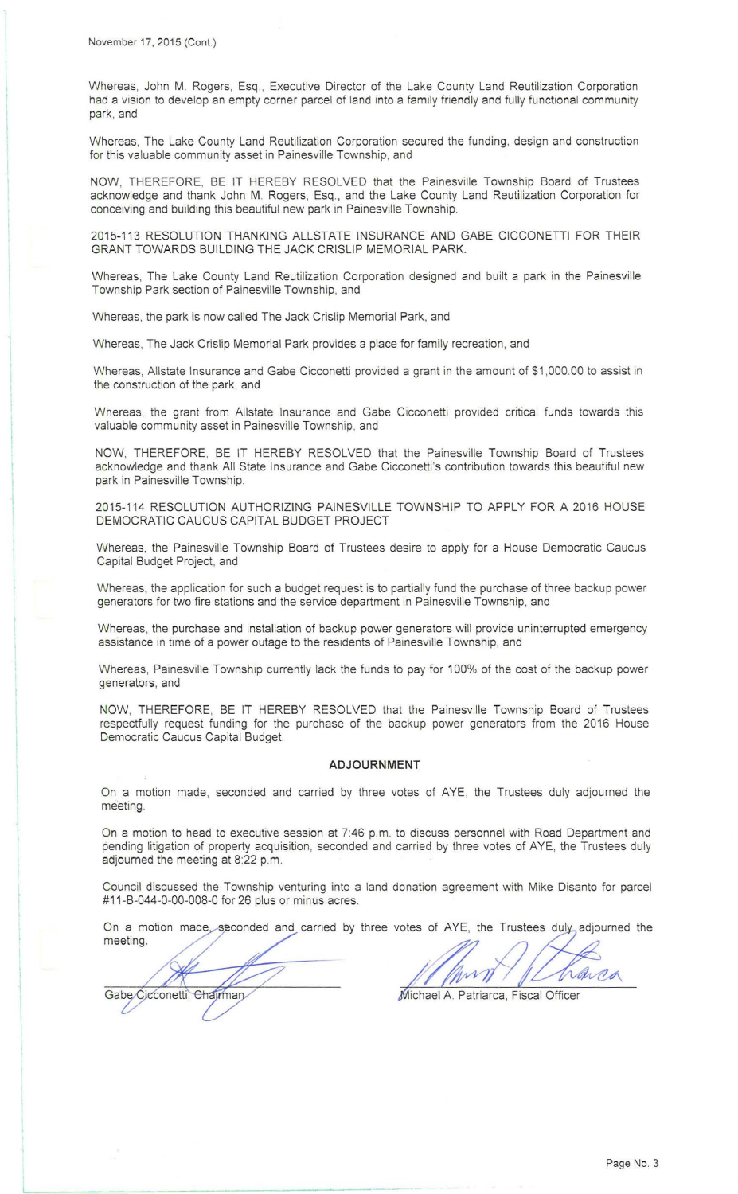November 17, 2015 (Cont.)

Whereas, John M. Rogers, Esq., Executive Director of the Lake County Land Reutilization Corporation had a vision to develop an empty corner parcel of land into a family friendly and fully functional community park, and

Whereas, The Lake County Land Reutilization Corporation secured the funding, design and construction for this valuable community asset in Painesville Township, and

NOW, THEREFORE, BE IT HEREBY RESOLVED that the Painesville Township Board of Trustees acknowledge and thank John M. Rogers, Esq., and the Lake County Land Reutilization Corporation for conceiving and building this beautiful new park in Painesville Township.

2015-113 RESOLUTION THANKING ALLSTATE INSURANCE AND GABE CICCONETTI FOR THEIR GRANT TOWARDS BUILDING THE JACK CRISLIP MEMORIAL PARK.

Whereas, The Lake County Land Reutilization Corporation designed and built a park in the Painesville Township Park section of Painesville Township, and

Whereas, the park is now called The Jack Crislip Memorial Park, and

Whereas, The Jack Crislip Memorial Park provides a place for family recreation, and

Whereas, Allstate Insurance and Gabe Cicconetti provided a grant in the amount of $1,000.00 to assist in the construction of the park, and

Whereas, the grant from Allstate Insurance and Gabe Cicconetti provided critical funds towards this valuable community asset in Painesville Township, and

NOW, THEREFORE, BE IT HEREBY RESOLVED that the Painesville Township Board of Trustees acknowledge and thank All State Insurance and Gabe Cicconetti's contribution towards this beautiful new park in Painesville Township.

2015-114 RESOLUTION AUTHORIZING PAINESVILLE TOWNSHIP TO APPLY FOR A 2016 HOUSE DEMOCRATIC CAUCUS CAPITAL BUDGET PROJECT

Whereas, the Painesville Township Board of Trustees desire to apply for a House Democratic Caucus Capital Budget Project, and

Whereas, the application for such a budget request is to partially fund the purchase of three backup power generators for two fire stations and the service department in Painesville Township, and

Whereas, the purchase and installation of backup power generators will provide uninterrupted emergency assistance in time of a power outage to the residents of Painesville Township, and

Whereas, Painesville Township currently lack the funds to pay for 100% of the cost of the backup power generators, and

NOW, THEREFORE, BE IT HEREBY RESOLVED that the Painesville Township Board of Trustees respectfully request funding for the purchase of the backup power generators from the 2016 House Democratic Caucus Capital Budget.

## ADJOURNMENT

On a motion made, seconded and carried by three votes of AYE, the Trustees duly adjourned the meeting.

On a motion to head to executive session at 7:46 p.m. to discuss personnel with Road Department and pending litigation of property acquisition, seconded and carried by three votes of AYE, the Trustees duly adjourned the meeting at 8:22 p.m.

Council discussed the Township venturing into a land donation agreement with Mike Disanto for parcel #11-B-044-0-00-008-0 for 26 plus or minus acres.

On a motion made, seconded and carried by three votes of AYE, the Trustees duly adjourned the meeting.

Gabe Cicconetti, Chairman

Michael A. Patriarca, Fiscal Officer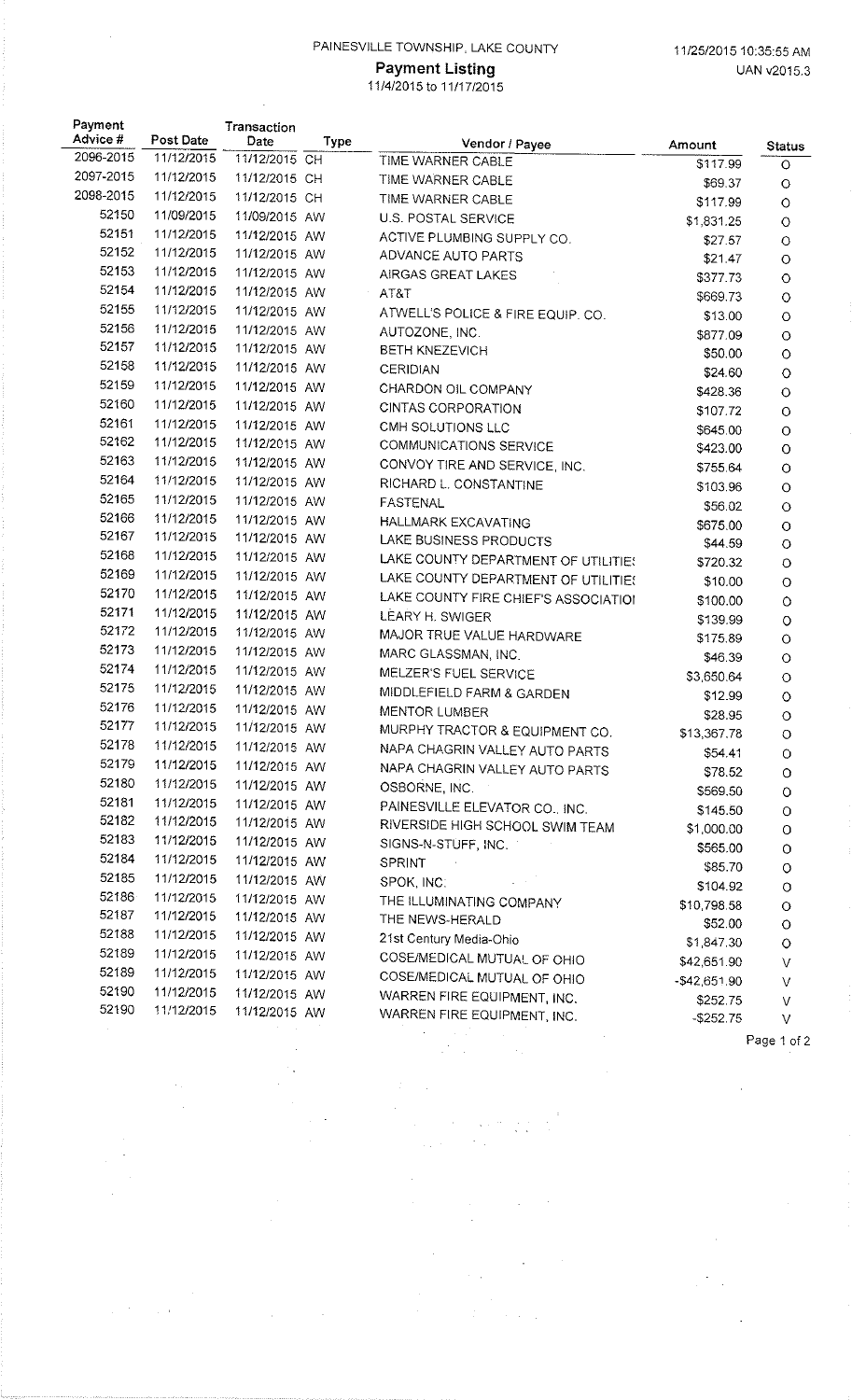PAINESVILLE TOWNSHIP, LAKE COUNTY

11/25/2015 10:35:55 AM

UAN v2015.3

## Payment Listing

11/4/2015 to 11/17/2015

| Payment Advice # | Post Date | Transaction Date | Type | Vendor / Payee | Amount | Status |
|---|---|---|---|---|---|---|
| 2096-2015 | 11/12/2015 | 11/12/2015 | CH | TIME WARNER CABLE | $117.99 | O |
| 2097-2015 | 11/12/2015 | 11/12/2015 | CH | TIME WARNER CABLE | $69.37 | O |
| 2098-2015 | 11/12/2015 | 11/12/2015 | CH | TIME WARNER CABLE | $117.99 | O |
| 52150 | 11/09/2015 | 11/09/2015 | AW | U.S. POSTAL SERVICE | $1,831.25 | O |
| 52151 | 11/12/2015 | 11/12/2015 | AW | ACTIVE PLUMBING SUPPLY CO. | $27.57 | O |
| 52152 | 11/12/2015 | 11/12/2015 | AW | ADVANCE AUTO PARTS | $21.47 | O |
| 52153 | 11/12/2015 | 11/12/2015 | AW | AIRGAS GREAT LAKES | $377.73 | O |
| 52154 | 11/12/2015 | 11/12/2015 | AW | AT&T | $669.73 | O |
| 52155 | 11/12/2015 | 11/12/2015 | AW | ATWELL'S POLICE & FIRE EQUIP. CO. | $13.00 | O |
| 52156 | 11/12/2015 | 11/12/2015 | AW | AUTOZONE, INC. | $877.09 | O |
| 52157 | 11/12/2015 | 11/12/2015 | AW | BETH KNEZEVICH | $50.00 | O |
| 52158 | 11/12/2015 | 11/12/2015 | AW | CERIDIAN | $24.60 | O |
| 52159 | 11/12/2015 | 11/12/2015 | AW | CHARDON OIL COMPANY | $428.36 | O |
| 52160 | 11/12/2015 | 11/12/2015 | AW | CINTAS CORPORATION | $107.72 | O |
| 52161 | 11/12/2015 | 11/12/2015 | AW | CMH SOLUTIONS LLC | $645.00 | O |
| 52162 | 11/12/2015 | 11/12/2015 | AW | COMMUNICATIONS SERVICE | $423.00 | O |
| 52163 | 11/12/2015 | 11/12/2015 | AW | CONVOY TIRE AND SERVICE, INC. | $755.64 | O |
| 52164 | 11/12/2015 | 11/12/2015 | AW | RICHARD L. CONSTANTINE | $103.96 | O |
| 52165 | 11/12/2015 | 11/12/2015 | AW | FASTENAL | $56.02 | O |
| 52166 | 11/12/2015 | 11/12/2015 | AW | HALLMARK EXCAVATING | $675.00 | O |
| 52167 | 11/12/2015 | 11/12/2015 | AW | LAKE BUSINESS PRODUCTS | $44.59 | O |
| 52168 | 11/12/2015 | 11/12/2015 | AW | LAKE COUNTY DEPARTMENT OF UTILITIES | $720.32 | O |
| 52169 | 11/12/2015 | 11/12/2015 | AW | LAKE COUNTY DEPARTMENT OF UTILITIES | $10.00 | O |
| 52170 | 11/12/2015 | 11/12/2015 | AW | LAKE COUNTY FIRE CHIEF'S ASSOCIATIOI | $100.00 | O |
| 52171 | 11/12/2015 | 11/12/2015 | AW | LEARY H. SWIGER | $139.99 | O |
| 52172 | 11/12/2015 | 11/12/2015 | AW | MAJOR TRUE VALUE HARDWARE | $175.89 | O |
| 52173 | 11/12/2015 | 11/12/2015 | AW | MARC GLASSMAN, INC. | $46.39 | O |
| 52174 | 11/12/2015 | 11/12/2015 | AW | MELZER'S FUEL SERVICE | $3,650.64 | O |
| 52175 | 11/12/2015 | 11/12/2015 | AW | MIDDLEFIELD FARM & GARDEN | $12.99 | O |
| 52176 | 11/12/2015 | 11/12/2015 | AW | MENTOR LUMBER | $28.95 | O |
| 52177 | 11/12/2015 | 11/12/2015 | AW | MURPHY TRACTOR & EQUIPMENT CO. | $13,367.78 | O |
| 52178 | 11/12/2015 | 11/12/2015 | AW | NAPA CHAGRIN VALLEY AUTO PARTS | $54.41 | O |
| 52179 | 11/12/2015 | 11/12/2015 | AW | NAPA CHAGRIN VALLEY AUTO PARTS | $78.52 | O |
| 52180 | 11/12/2015 | 11/12/2015 | AW | OSBORNE, INC. | $569.50 | O |
| 52181 | 11/12/2015 | 11/12/2015 | AW | PAINESVILLE ELEVATOR CO., INC. | $145.50 | O |
| 52182 | 11/12/2015 | 11/12/2015 | AW | RIVERSIDE HIGH SCHOOL SWIM TEAM | $1,000.00 | O |
| 52183 | 11/12/2015 | 11/12/2015 | AW | SIGNS-N-STUFF, INC. | $565.00 | O |
| 52184 | 11/12/2015 | 11/12/2015 | AW | SPRINT | $85.70 | O |
| 52185 | 11/12/2015 | 11/12/2015 | AW | SPOK, INC. | $104.92 | O |
| 52186 | 11/12/2015 | 11/12/2015 | AW | THE ILLUMINATING COMPANY | $10,798.58 | O |
| 52187 | 11/12/2015 | 11/12/2015 | AW | THE NEWS-HERALD | $52.00 | O |
| 52188 | 11/12/2015 | 11/12/2015 | AW | 21st Century Media-Ohio | $1,847.30 | O |
| 52189 | 11/12/2015 | 11/12/2015 | AW | COSE/MEDICAL MUTUAL OF OHIO | $42,651.90 | V |
| 52189 | 11/12/2015 | 11/12/2015 | AW | COSE/MEDICAL MUTUAL OF OHIO | -$42,651.90 | V |
| 52190 | 11/12/2015 | 11/12/2015 | AW | WARREN FIRE EQUIPMENT, INC. | $252.75 | V |
| 52190 | 11/12/2015 | 11/12/2015 | AW | WARREN FIRE EQUIPMENT, INC. | -$252.75 | V |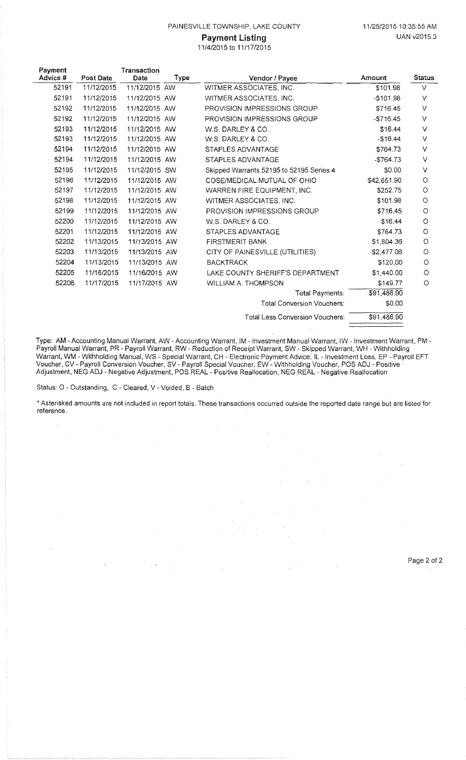PAINESVILLE TOWNSHIP, LAKE COUNTY

11/25/2015 10:35:55 AM
UAN v2015.3

# Payment Listing

11/4/2015 to 11/17/2015

| Payment Advice # | Post Date | Transaction Date | Type | Vendor / Payee | Amount | Status |
|---|---|---|---|---|---|---|
| 52191 | 11/12/2015 | 11/12/2015 | AW | WITMER ASSOCIATES, INC. | $101.98 | V |
| 52191 | 11/12/2015 | 11/12/2015 | AW | WITMER ASSOCIATES, INC. | -$101.98 | V |
| 52192 | 11/12/2015 | 11/12/2015 | AW | PROVISION IMPRESSIONS GROUP | $716.45 | V |
| 52192 | 11/12/2015 | 11/12/2015 | AW | PROVISION IMPRESSIONS GROUP | -$716.45 | V |
| 52193 | 11/12/2015 | 11/12/2015 | AW | W.S. DARLEY & CO. | $16.44 | V |
| 52193 | 11/12/2015 | 11/12/2015 | AW | W.S. DARLEY & CO. | -$16.44 | V |
| 52194 | 11/12/2015 | 11/12/2015 | AW | STAPLES ADVANTAGE | $764.73 | V |
| 52194 | 11/12/2015 | 11/12/2015 | AW | STAPLES ADVANTAGE | -$764.73 | V |
| 52195 | 11/12/2015 | 11/12/2015 | SW | Skipped Warrants 52195 to 52195 Series 4 | $0.00 | V |
| 52196 | 11/12/2015 | 11/12/2015 | AW | COSE/MEDICAL MUTUAL OF OHIO | $42,651.90 | O |
| 52197 | 11/12/2015 | 11/12/2015 | AW | WARREN FIRE EQUIPMENT, INC. | $252.75 | O |
| 52198 | 11/12/2015 | 11/12/2015 | AW | WITMER ASSOCIATES, INC. | $101.98 | O |
| 52199 | 11/12/2015 | 11/12/2015 | AW | PROVISION IMPRESSIONS GROUP | $716.45 | O |
| 52200 | 11/12/2015 | 11/12/2015 | AW | W.S. DARLEY & CO. | $16.44 | O |
| 52201 | 11/12/2015 | 11/12/2015 | AW | STAPLES ADVANTAGE | $764.73 | O |
| 52202 | 11/13/2015 | 11/13/2015 | AW | FIRSTMERIT BANK | $1,804.36 | O |
| 52203 | 11/13/2015 | 11/13/2015 | AW | CITY OF PAINESVILLE (UTILITIES) | $2,477.06 | O |
| 52204 | 11/13/2015 | 11/13/2015 | AW | BACKTRACK | $120.00 | O |
| 52205 | 11/16/2015 | 11/16/2015 | AW | LAKE COUNTY SHERIFF'S DEPARTMENT | $1,440.00 | O |
| 52206 | 11/17/2015 | 11/17/2015 | AW | WILLIAM A. THOMPSON | $149.77 | O |
| | | | | Total Payments: | $91,486.90 | |
| | | | | Total Conversion Vouchers: | $0.00 | |
| | | | | Total Less Conversion Vouchers: | $91,486.90 | |

Type: AM - Accounting Manual Warrant, AW - Accounting Warrant, IM - Investment Manual Warrant, IW - Investment Warrant, PM - Payroll Manual Warrant, PR - Payroll Warrant, RW - Reduction of Receipt Warrant, SW - Skipped Warrant, WH - Withholding Warrant, WM - Withholding Manual, WS - Special Warrant, CH - Electronic Payment Advice, IL - Investment Loss, EP - Payroll EFT Voucher, CV - Payroll Conversion Voucher, SV - Payroll Special Voucher, EW - Withholding Voucher, POS ADJ - Positive Adjustment, NEG ADJ - Negative Adjustment, POS REAL - Positive Reallocation, NEG REAL - Negative Reallocation

Status: O - Outstanding, C - Cleared, V - Voided, B - Batch

* Asterisked amounts are not included in report totals. These transactions occurred outside the reported date range but are listed for reference.